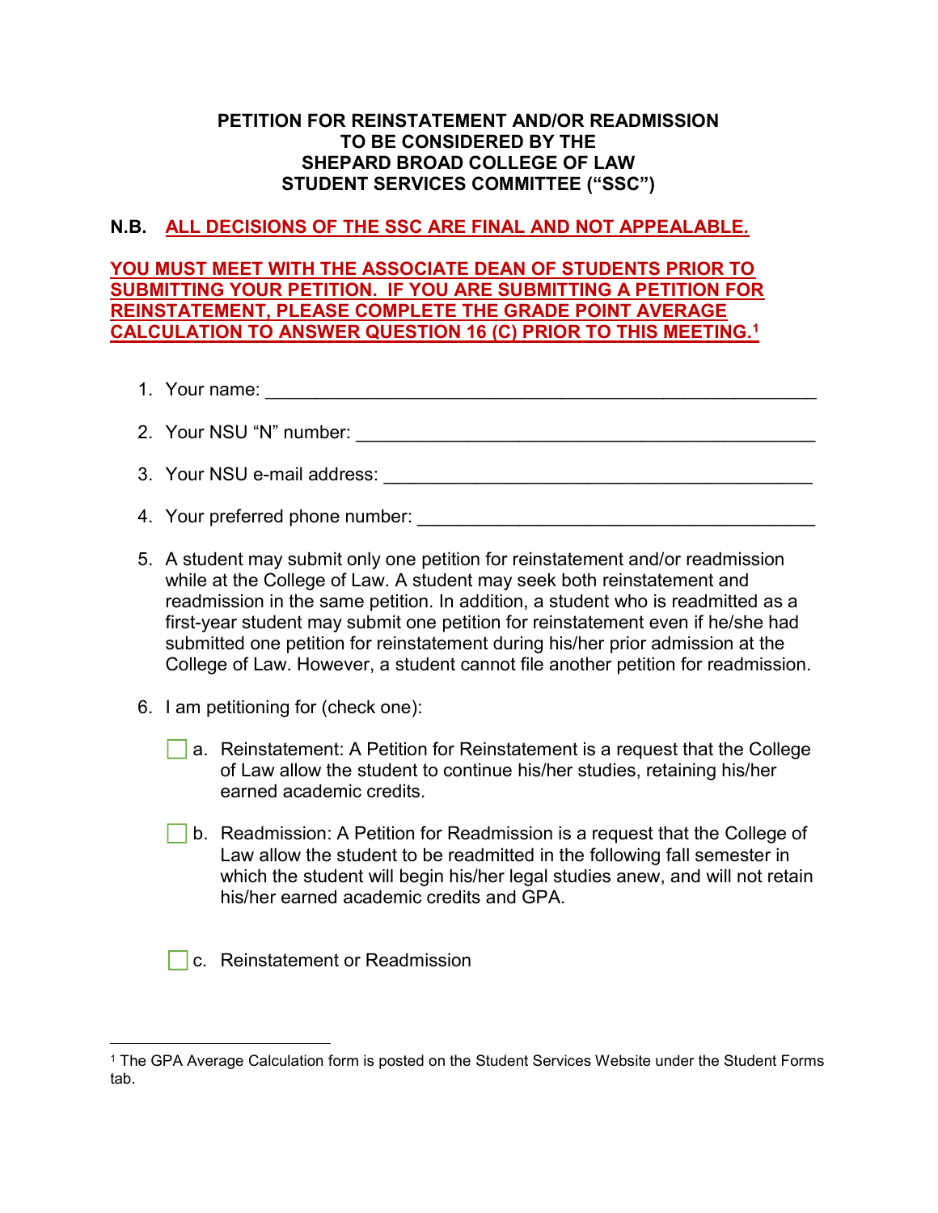**PETITION FOR REINSTATEMENT AND/OR READMISSION TO BE CONSIDERED BY THE SHEPARD BROAD COLLEGE OF LAW STUDENT SERVICES COMMITTEE ("SSC")**

**N.B. ALL DECISIONS OF THE SSC ARE FINAL AND NOT APPEALABLE.**

**YOU MUST MEET WITH THE ASSOCIATE DEAN OF STUDENTS PRIOR TO SUBMITTING YOUR PETITION. IF YOU ARE SUBMITTING A PETITION FOR REINSTATEMENT, PLEASE COMPLETE THE GRADE POINT AVERAGE CALCULATION TO ANSWER QUESTION 16 (C) PRIOR TO THIS MEETING.[1]**

1. Your name: ______________________________________________________

2. Your NSU "N" number: ______________________________________________

3. Your NSU e-mail address: ____________________________________________

4. Your preferred phone number: _________________________________________

5. A student may submit only one petition for reinstatement and/or readmission while at the College of Law. A student may seek both reinstatement and readmission in the same petition. In addition, a student who is readmitted as a first-year student may submit one petition for reinstatement even if he/she had submitted one petition for reinstatement during his/her prior admission at the College of Law. However, a student cannot file another petition for readmission.

6. I am petitioning for (check one):

   - ☐ a. Reinstatement: A Petition for Reinstatement is a request that the College of Law allow the student to continue his/her studies, retaining his/her earned academic credits.

   - ☐ b. Readmission: A Petition for Readmission is a request that the College of Law allow the student to be readmitted in the following fall semester in which the student will begin his/her legal studies anew, and will not retain his/her earned academic credits and GPA.

   - ☐ c. Reinstatement or Readmission

---

[1] The GPA Average Calculation form is posted on the Student Services Website under the Student Forms tab.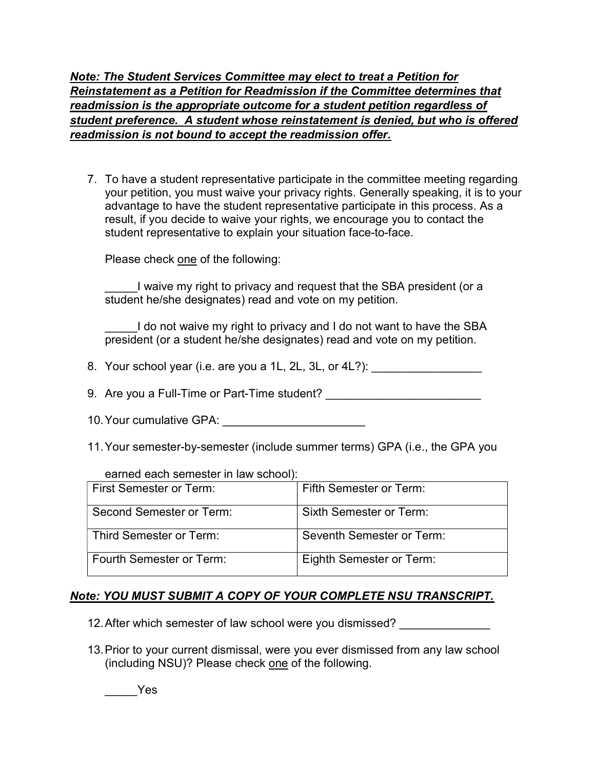***<u>Note: The Student Services Committee may elect to treat a Petition for Reinstatement as a Petition for Readmission if the Committee determines that readmission is the appropriate outcome for a student petition regardless of student preference. A student whose reinstatement is denied, but who is offered readmission is not bound to accept the readmission offer.</u>***

7. To have a student representative participate in the committee meeting regarding your petition, you must waive your privacy rights. Generally speaking, it is to your advantage to have the student representative participate in this process. As a result, if you decide to waive your rights, we encourage you to contact the student representative to explain your situation face-to-face.

   Please check <u>one</u> of the following:

   _____I waive my right to privacy and request that the SBA president (or a student he/she designates) read and vote on my petition.

   _____I do not waive my right to privacy and I do not want to have the SBA president (or a student he/she designates) read and vote on my petition.

8. Your school year (i.e. are you a 1L, 2L, 3L, or 4L?): _________________

9. Are you a Full-Time or Part-Time student? ________________________

10. Your cumulative GPA: ______________________

11. Your semester-by-semester (include summer terms) GPA (i.e., the GPA you earned each semester in law school):

| First Semester or Term: | Fifth Semester or Term: |
|---|---|
| Second Semester or Term: | Sixth Semester or Term: |
| Third Semester or Term: | Seventh Semester or Term: |
| Fourth Semester or Term: | Eighth Semester or Term: |

***<u>Note: YOU MUST SUBMIT A COPY OF YOUR COMPLETE NSU TRANSCRIPT.</u>***

12. After which semester of law school were you dismissed? ______________

13. Prior to your current dismissal, were you ever dismissed from any law school (including NSU)? Please check <u>one</u> of the following.

    _____Yes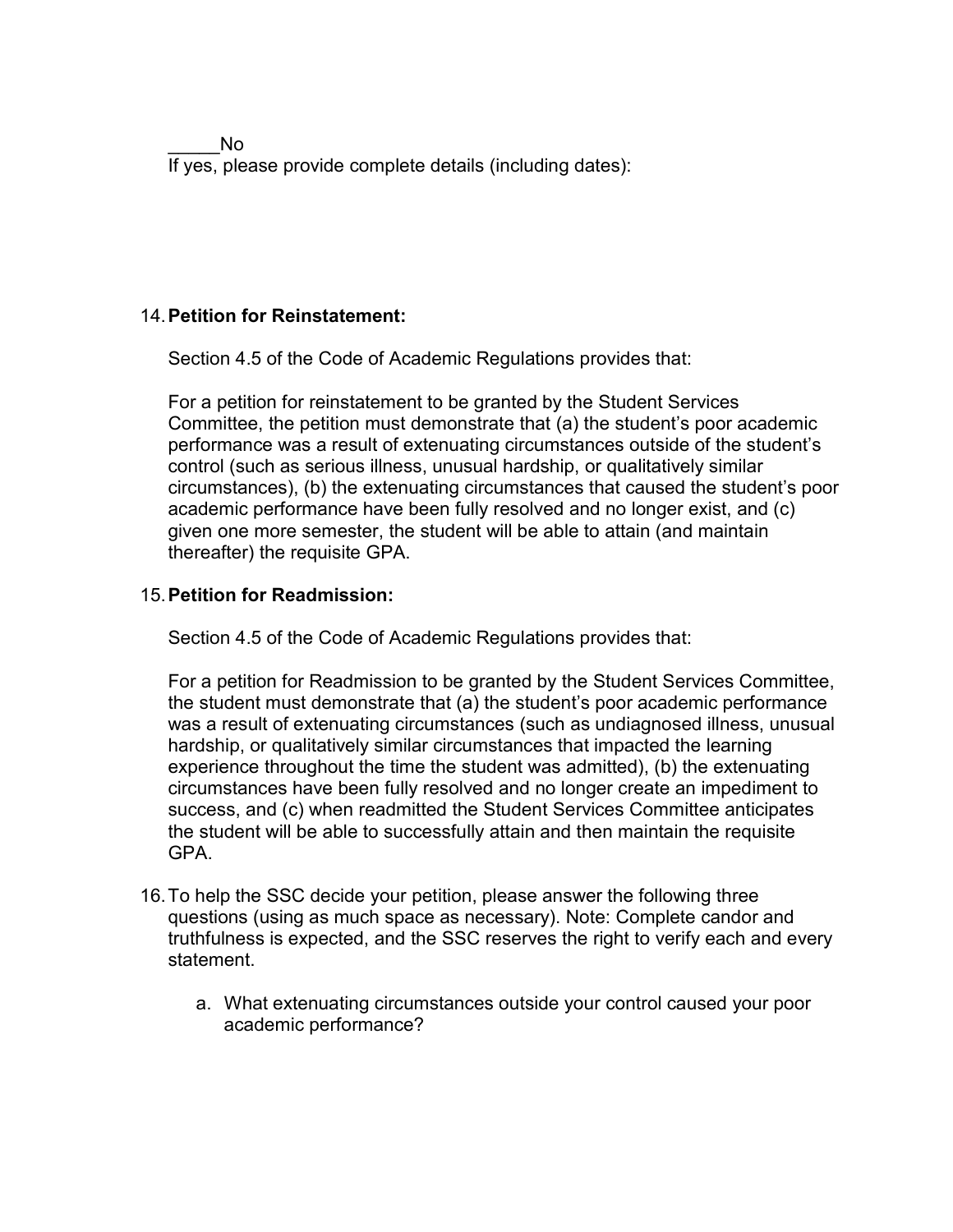_____No

If yes, please provide complete details (including dates):

14. **Petition for Reinstatement:**

    Section 4.5 of the Code of Academic Regulations provides that:

    For a petition for reinstatement to be granted by the Student Services Committee, the petition must demonstrate that (a) the student's poor academic performance was a result of extenuating circumstances outside of the student's control (such as serious illness, unusual hardship, or qualitatively similar circumstances), (b) the extenuating circumstances that caused the student's poor academic performance have been fully resolved and no longer exist, and (c) given one more semester, the student will be able to attain (and maintain thereafter) the requisite GPA.

15. **Petition for Readmission:**

    Section 4.5 of the Code of Academic Regulations provides that:

    For a petition for Readmission to be granted by the Student Services Committee, the student must demonstrate that (a) the student's poor academic performance was a result of extenuating circumstances (such as undiagnosed illness, unusual hardship, or qualitatively similar circumstances that impacted the learning experience throughout the time the student was admitted), (b) the extenuating circumstances have been fully resolved and no longer create an impediment to success, and (c) when readmitted the Student Services Committee anticipates the student will be able to successfully attain and then maintain the requisite GPA.

16. To help the SSC decide your petition, please answer the following three questions (using as much space as necessary). Note: Complete candor and truthfulness is expected, and the SSC reserves the right to verify each and every statement.

    a. What extenuating circumstances outside your control caused your poor academic performance?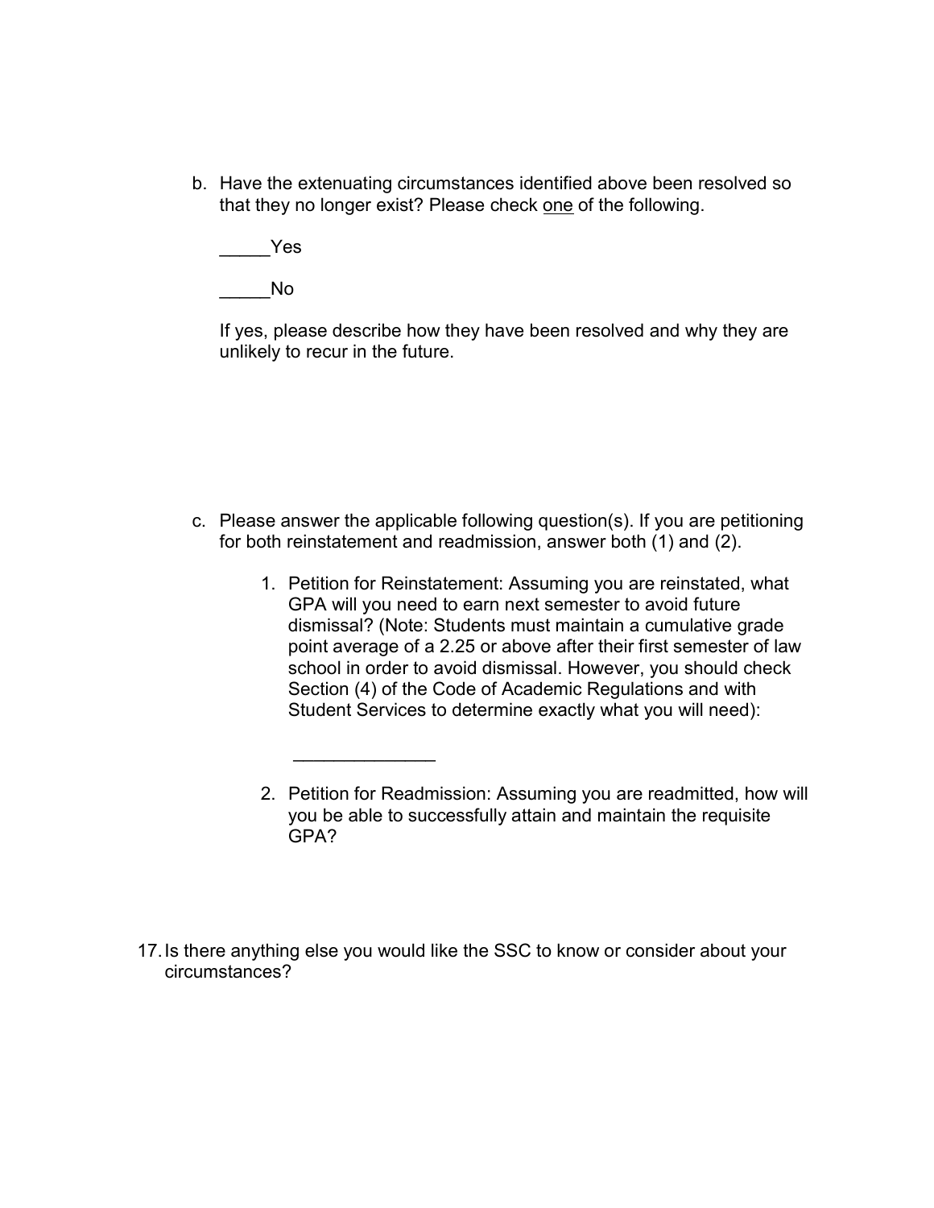b. Have the extenuating circumstances identified above been resolved so that they no longer exist? Please check <u>one</u> of the following.

   _____Yes

   _____No

   If yes, please describe how they have been resolved and why they are unlikely to recur in the future.

c. Please answer the applicable following question(s). If you are petitioning for both reinstatement and readmission, answer both (1) and (2).

   1. Petition for Reinstatement: Assuming you are reinstated, what GPA will you need to earn next semester to avoid future dismissal? (Note: Students must maintain a cumulative grade point average of a 2.25 or above after their first semester of law school in order to avoid dismissal. However, you should check Section (4) of the Code of Academic Regulations and with Student Services to determine exactly what you will need):

      ______________

   2. Petition for Readmission: Assuming you are readmitted, how will you be able to successfully attain and maintain the requisite GPA?

17. Is there anything else you would like the SSC to know or consider about your circumstances?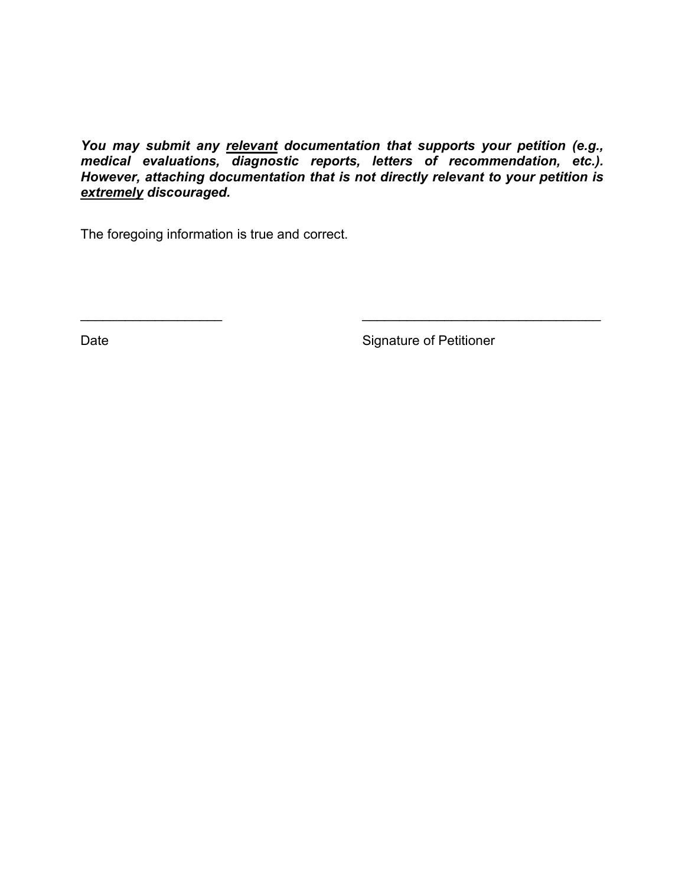***You may submit any <u>relevant</u> documentation that supports your petition (e.g., medical evaluations, diagnostic reports, letters of recommendation, etc.). However, attaching documentation that is not directly relevant to your petition is <u>extremely</u> discouraged.***

The foregoing information is true and correct.

\_\_\_\_\_\_\_\_\_\_\_\_\_\_\_\_\_\_\_\_ \_\_\_\_\_\_\_\_\_\_\_\_\_\_\_\_\_\_\_\_\_\_\_\_\_\_\_\_\_\_\_\_\_\_

Date Signature of Petitioner